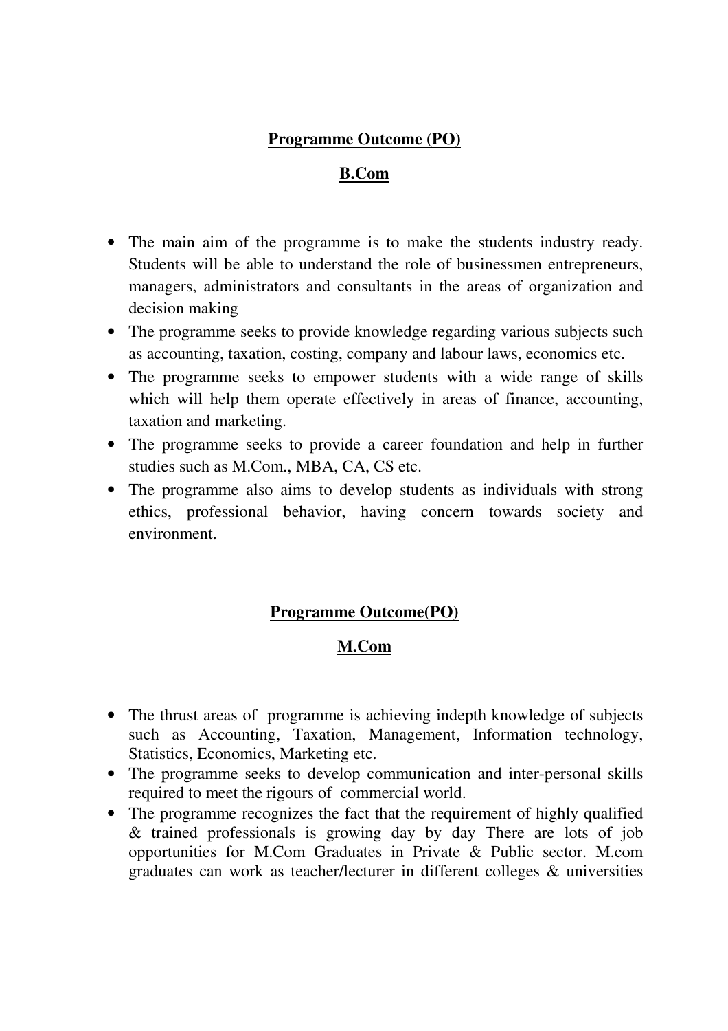## Programme Outcome (PO)

## B.Com

- The main aim of the programme is to make the students industry ready. Students will be able to understand the role of businessmen entrepreneurs, managers, administrators and consultants in the areas of organization and decision making
- The programme seeks to provide knowledge regarding various subjects such as accounting, taxation, costing, company and labour laws, economics etc.
- The programme seeks to empower students with a wide range of skills which will help them operate effectively in areas of finance, accounting, taxation and marketing.
- The programme seeks to provide a career foundation and help in further studies such as M.Com., MBA, CA, CS etc.
- The programme also aims to develop students as individuals with strong ethics, professional behavior, having concern towards society and environment.

## Programme Outcome(PO)

## M.Com

- The thrust areas of programme is achieving indepth knowledge of subjects such as Accounting, Taxation, Management, Information technology, Statistics, Economics, Marketing etc.
- The programme seeks to develop communication and inter-personal skills required to meet the rigours of commercial world.
- The programme recognizes the fact that the requirement of highly qualified & trained professionals is growing day by day There are lots of job opportunities for M.Com Graduates in Private & Public sector. M.com graduates can work as teacher/lecturer in different colleges & universities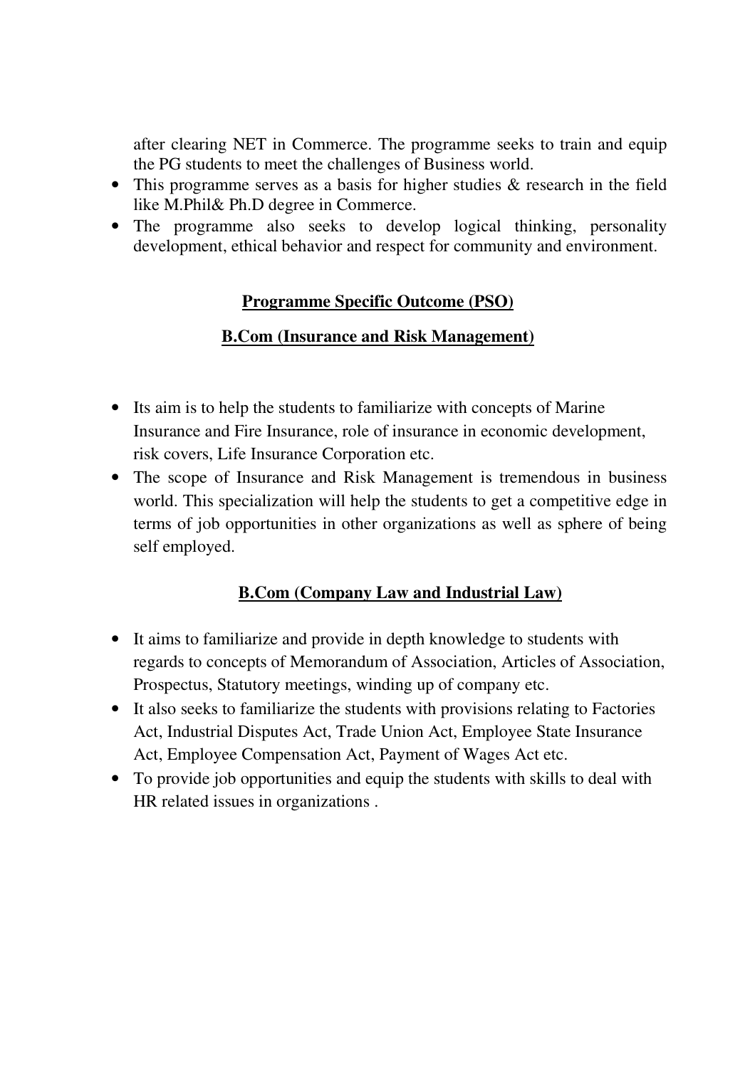after clearing NET in Commerce. The programme seeks to train and equip the PG students to meet the challenges of Business world.

- This programme serves as a basis for higher studies & research in the field like M.Phil& Ph.D degree in Commerce.
- The programme also seeks to develop logical thinking, personality development, ethical behavior and respect for community and environment.

## Programme Specific Outcome (PSO)

### B.Com (Insurance and Risk Management)

- Its aim is to help the students to familiarize with concepts of Marine Insurance and Fire Insurance, role of insurance in economic development, risk covers, Life Insurance Corporation etc.
- The scope of Insurance and Risk Management is tremendous in business world. This specialization will help the students to get a competitive edge in terms of job opportunities in other organizations as well as sphere of being self employed.

### B.Com (Company Law and Industrial Law)

- It aims to familiarize and provide in depth knowledge to students with regards to concepts of Memorandum of Association, Articles of Association, Prospectus, Statutory meetings, winding up of company etc.
- It also seeks to familiarize the students with provisions relating to Factories Act, Industrial Disputes Act, Trade Union Act, Employee State Insurance Act, Employee Compensation Act, Payment of Wages Act etc.
- To provide job opportunities and equip the students with skills to deal with HR related issues in organizations .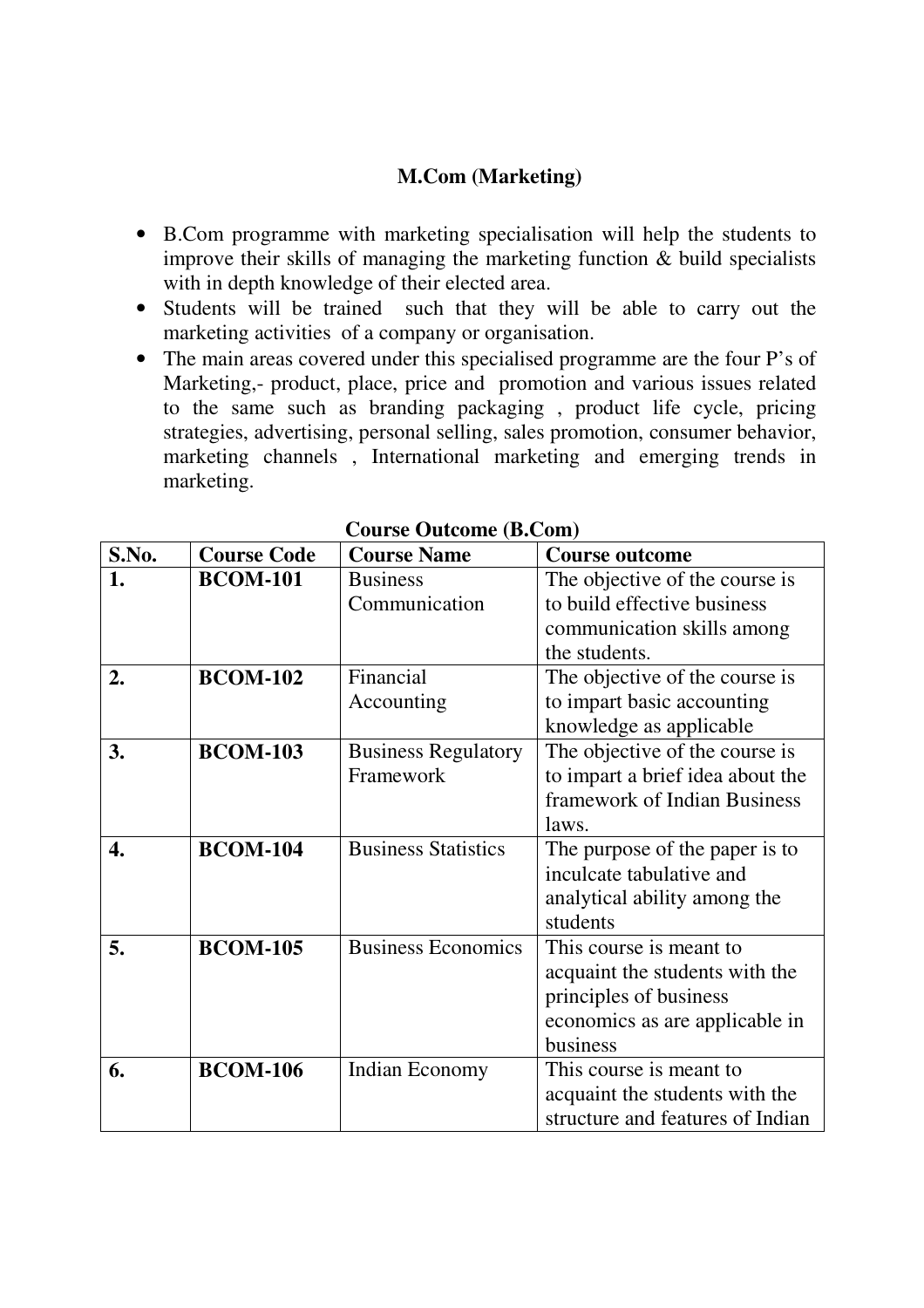## M.Com (Marketing)

- B.Com programme with marketing specialisation will help the students to improve their skills of managing the marketing function & build specialists with in depth knowledge of their elected area.
- Students will be trained such that they will be able to carry out the marketing activities of a company or organisation.
- The main areas covered under this specialised programme are the four P's of Marketing,- product, place, price and promotion and various issues related to the same such as branding packaging , product life cycle, pricing strategies, advertising, personal selling, sales promotion, consumer behavior, marketing channels , International marketing and emerging trends in marketing.

**Course Outcome (B.Com)**

| S.No. | Course Code | Course Name | Course outcome |
|---|---|---|---|
| **1.** | **BCOM-101** | Business Communication | The objective of the course is to build effective business communication skills among the students. |
| **2.** | **BCOM-102** | Financial Accounting | The objective of the course is to impart basic accounting knowledge as applicable |
| **3.** | **BCOM-103** | Business Regulatory Framework | The objective of the course is to impart a brief idea about the framework of Indian Business laws. |
| **4.** | **BCOM-104** | Business Statistics | The purpose of the paper is to inculcate tabulative and analytical ability among the students |
| **5.** | **BCOM-105** | Business Economics | This course is meant to acquaint the students with the principles of business economics as are applicable in business |
| **6.** | **BCOM-106** | Indian Economy | This course is meant to acquaint the students with the structure and features of Indian |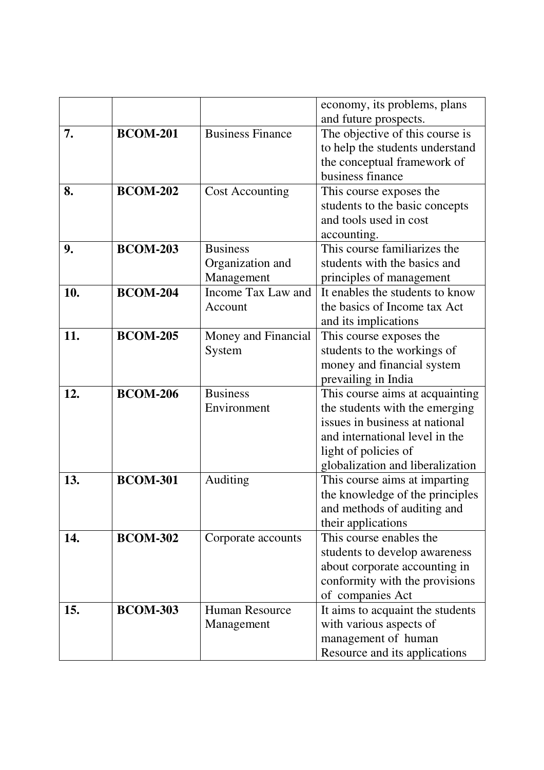|  |  |  | economy, its problems, plans and future prospects. |
|---|---|---|---|
| **7.** | **BCOM-201** | Business Finance | The objective of this course is to help the students understand the conceptual framework of business finance |
| **8.** | **BCOM-202** | Cost Accounting | This course exposes the students to the basic concepts and tools used in cost accounting. |
| **9.** | **BCOM-203** | Business Organization and Management | This course familiarizes the students with the basics and principles of management |
| **10.** | **BCOM-204** | Income Tax Law and Account | It enables the students to know the basics of Income tax Act and its implications |
| **11.** | **BCOM-205** | Money and Financial System | This course exposes the students to the workings of money and financial system prevailing in India |
| **12.** | **BCOM-206** | Business Environment | This course aims at acquainting the students with the emerging issues in business at national and international level in the light of policies of globalization and liberalization |
| **13.** | **BCOM-301** | Auditing | This course aims at imparting the knowledge of the principles and methods of auditing and their applications |
| **14.** | **BCOM-302** | Corporate accounts | This course enables the students to develop awareness about corporate accounting in conformity with the provisions of companies Act |
| **15.** | **BCOM-303** | Human Resource Management | It aims to acquaint the students with various aspects of management of human Resource and its applications |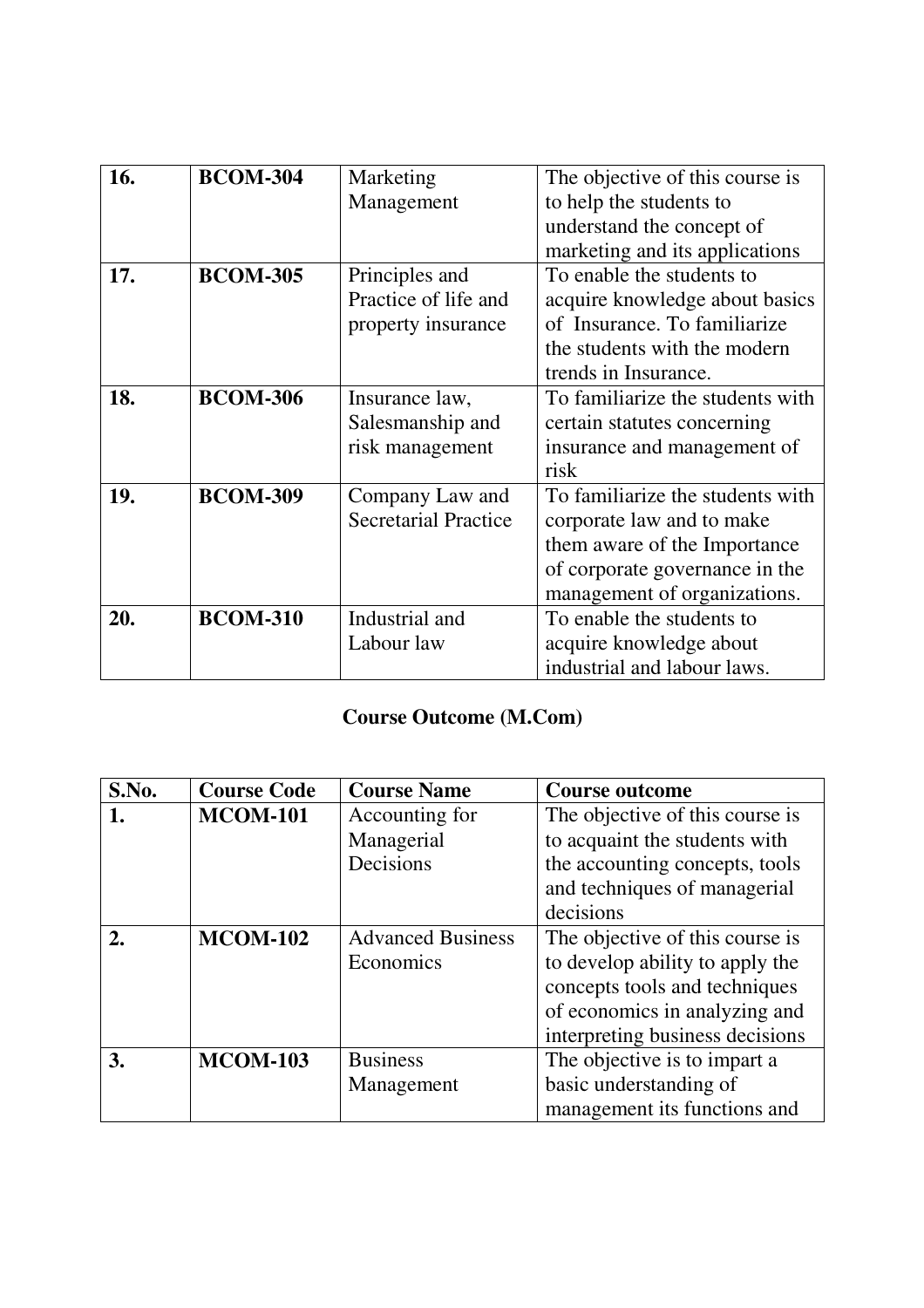| | | | |
|---|---|---|---|
| **16.** | **BCOM-304** | Marketing Management | The objective of this course is to help the students to understand the concept of marketing and its applications |
| **17.** | **BCOM-305** | Principles and Practice of life and property insurance | To enable the students to acquire knowledge about basics of Insurance. To familiarize the students with the modern trends in Insurance. |
| **18.** | **BCOM-306** | Insurance law, Salesmanship and risk management | To familiarize the students with certain statutes concerning insurance and management of risk |
| **19.** | **BCOM-309** | Company Law and Secretarial Practice | To familiarize the students with corporate law and to make them aware of the Importance of corporate governance in the management of organizations. |
| **20.** | **BCOM-310** | Industrial and Labour law | To enable the students to acquire knowledge about industrial and labour laws. |

**Course Outcome (M.Com)**

| S.No. | Course Code | Course Name | Course outcome |
|---|---|---|---|
| **1.** | **MCOM-101** | Accounting for Managerial Decisions | The objective of this course is to acquaint the students with the accounting concepts, tools and techniques of managerial decisions |
| **2.** | **MCOM-102** | Advanced Business Economics | The objective of this course is to develop ability to apply the concepts tools and techniques of economics in analyzing and interpreting business decisions |
| **3.** | **MCOM-103** | Business Management | The objective is to impart a basic understanding of management its functions and |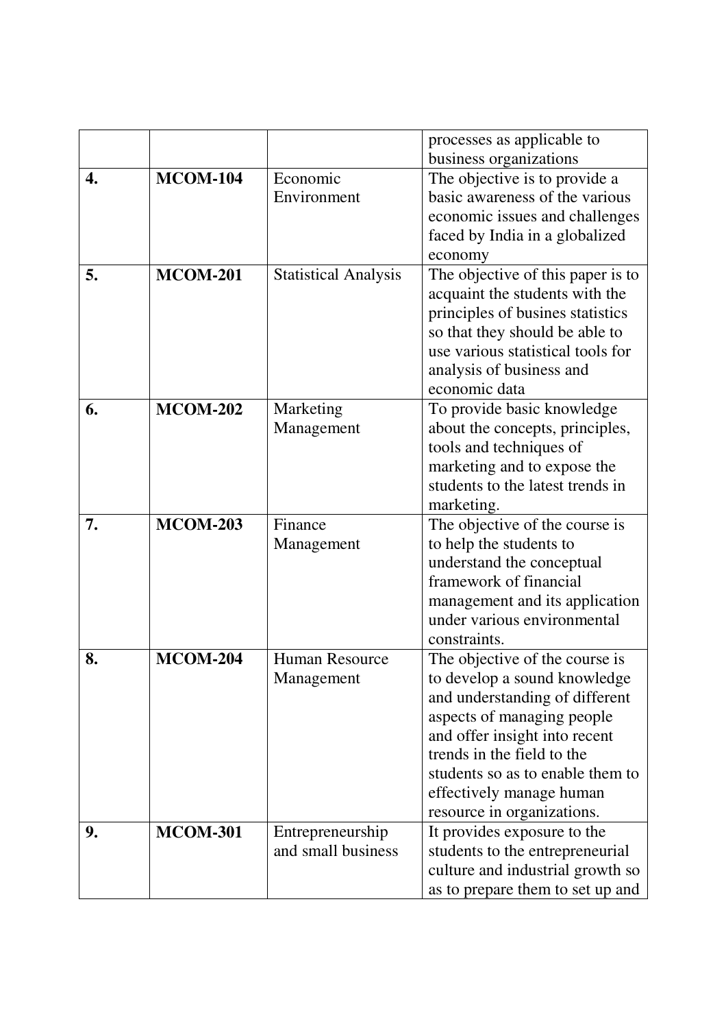| | | | |
|---|---|---|---|
| | | | processes as applicable to business organizations |
| **4.** | **MCOM-104** | Economic Environment | The objective is to provide a basic awareness of the various economic issues and challenges faced by India in a globalized economy |
| **5.** | **MCOM-201** | Statistical Analysis | The objective of this paper is to acquaint the students with the principles of busines statistics so that they should be able to use various statistical tools for analysis of business and economic data |
| **6.** | **MCOM-202** | Marketing Management | To provide basic knowledge about the concepts, principles, tools and techniques of marketing and to expose the students to the latest trends in marketing. |
| **7.** | **MCOM-203** | Finance Management | The objective of the course is to help the students to understand the conceptual framework of financial management and its application under various environmental constraints. |
| **8.** | **MCOM-204** | Human Resource Management | The objective of the course is to develop a sound knowledge and understanding of different aspects of managing people and offer insight into recent trends in the field to the students so as to enable them to effectively manage human resource in organizations. |
| **9.** | **MCOM-301** | Entrepreneurship and small business | It provides exposure to the students to the entrepreneurial culture and industrial growth so as to prepare them to set up and |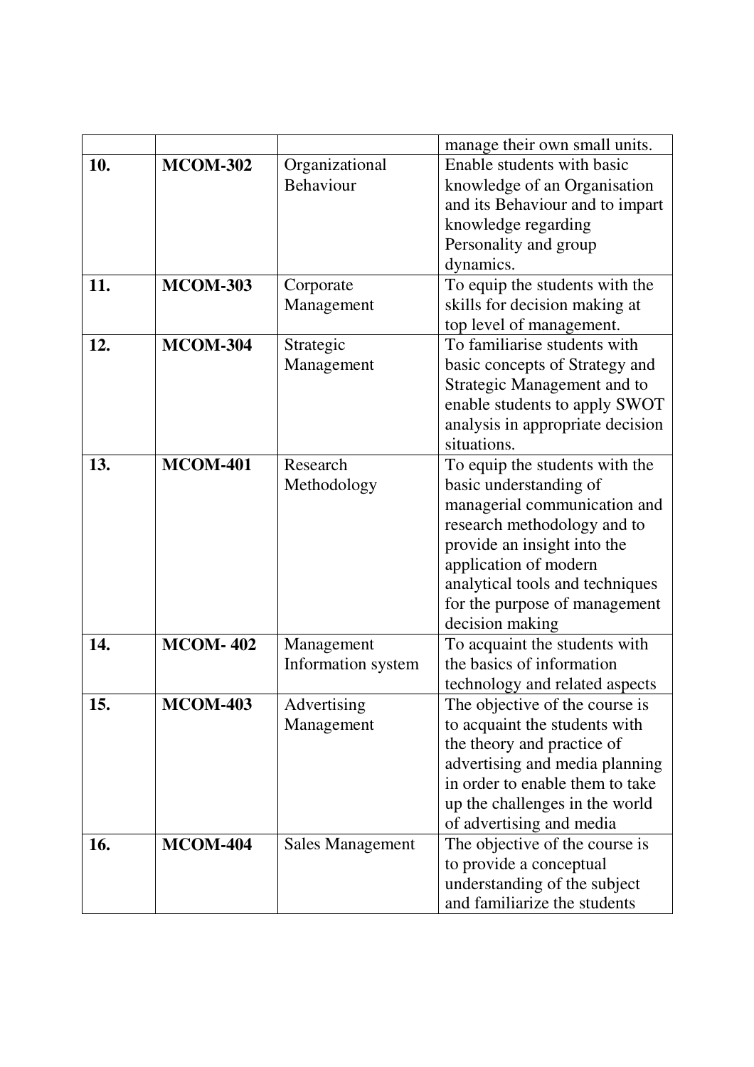| | | | |
|---|---|---|---|
| | | | manage their own small units. |
| **10.** | **MCOM-302** | Organizational Behaviour | Enable students with basic knowledge of an Organisation and its Behaviour and to impart knowledge regarding Personality and group dynamics. |
| **11.** | **MCOM-303** | Corporate Management | To equip the students with the skills for decision making at top level of management. |
| **12.** | **MCOM-304** | Strategic Management | To familiarise students with basic concepts of Strategy and Strategic Management and to enable students to apply SWOT analysis in appropriate decision situations. |
| **13.** | **MCOM-401** | Research Methodology | To equip the students with the basic understanding of managerial communication and research methodology and to provide an insight into the application of modern analytical tools and techniques for the purpose of management decision making |
| **14.** | **MCOM- 402** | Management Information system | To acquaint the students with the basics of information technology and related aspects |
| **15.** | **MCOM-403** | Advertising Management | The objective of the course is to acquaint the students with the theory and practice of advertising and media planning in order to enable them to take up the challenges in the world of advertising and media |
| **16.** | **MCOM-404** | Sales Management | The objective of the course is to provide a conceptual understanding of the subject and familiarize the students |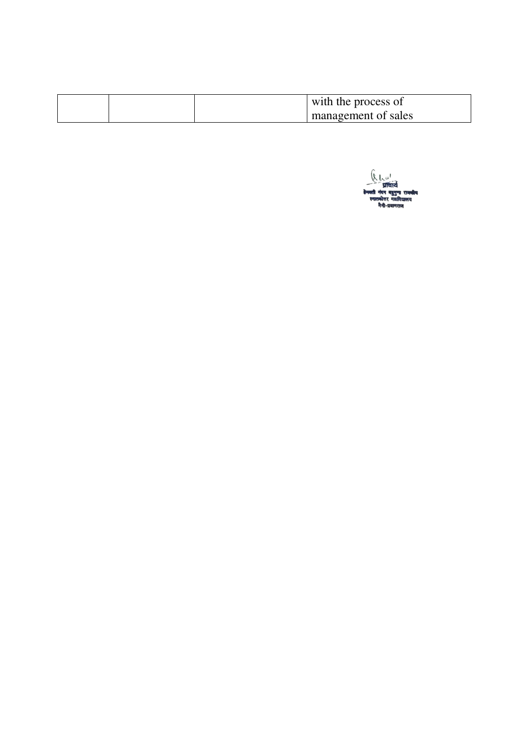| | | | |
|---|---|---|---|
| | | | with the process of management of sales |

प्राचार्य
हेमवती नंदन बहुगुणा राजकीय
स्नातकोत्तर महाविद्यालय
नैनी-प्रयागराज